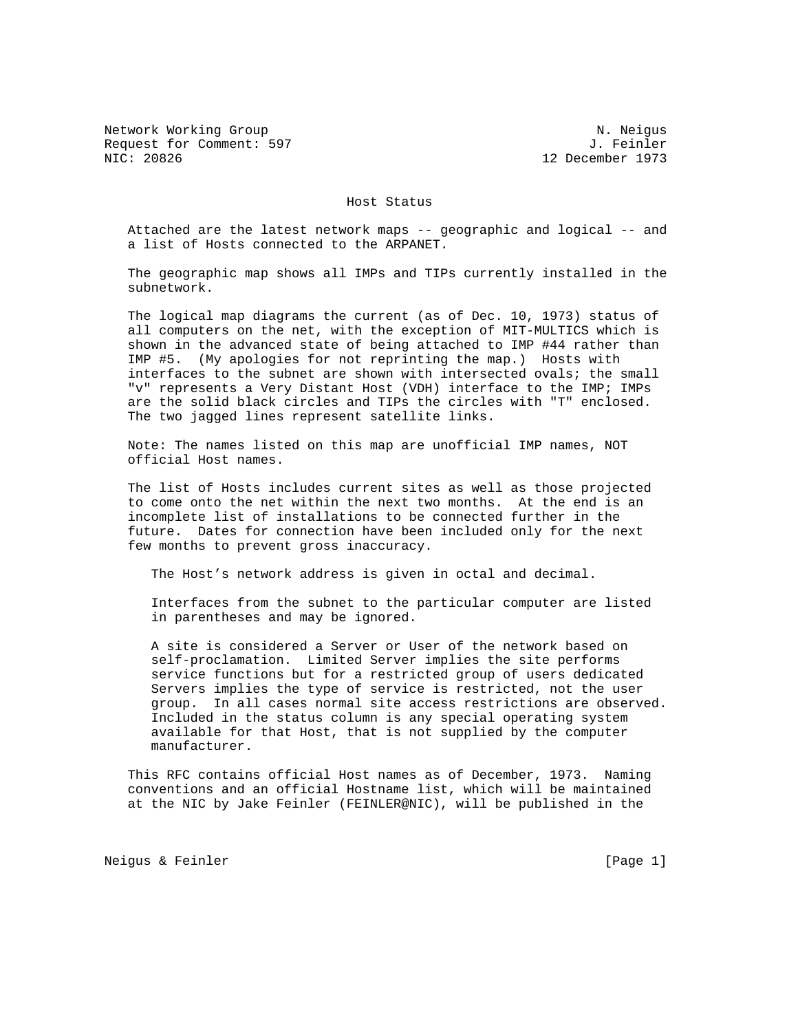Network Working Group N. Neigus
Request for Comment: 597 J. Feinler
NIC: 20826 12 December 1973

# Host Status

Attached are the latest network maps -- geographic and logical -- and a list of Hosts connected to the ARPANET.

The geographic map shows all IMPs and TIPs currently installed in the subnetwork.

The logical map diagrams the current (as of Dec. 10, 1973) status of all computers on the net, with the exception of MIT-MULTICS which is shown in the advanced state of being attached to IMP #44 rather than IMP #5. (My apologies for not reprinting the map.) Hosts with interfaces to the subnet are shown with intersected ovals; the small "v" represents a Very Distant Host (VDH) interface to the IMP; IMPs are the solid black circles and TIPs the circles with "T" enclosed. The two jagged lines represent satellite links.

Note: The names listed on this map are unofficial IMP names, NOT official Host names.

The list of Hosts includes current sites as well as those projected to come onto the net within the next two months. At the end is an incomplete list of installations to be connected further in the future. Dates for connection have been included only for the next few months to prevent gross inaccuracy.

The Host's network address is given in octal and decimal.

Interfaces from the subnet to the particular computer are listed in parentheses and may be ignored.

A site is considered a Server or User of the network based on self-proclamation. Limited Server implies the site performs service functions but for a restricted group of users dedicated Servers implies the type of service is restricted, not the user group. In all cases normal site access restrictions are observed. Included in the status column is any special operating system available for that Host, that is not supplied by the computer manufacturer.

This RFC contains official Host names as of December, 1973. Naming conventions and an official Hostname list, which will be maintained at the NIC by Jake Feinler (FEINLER@NIC), will be published in the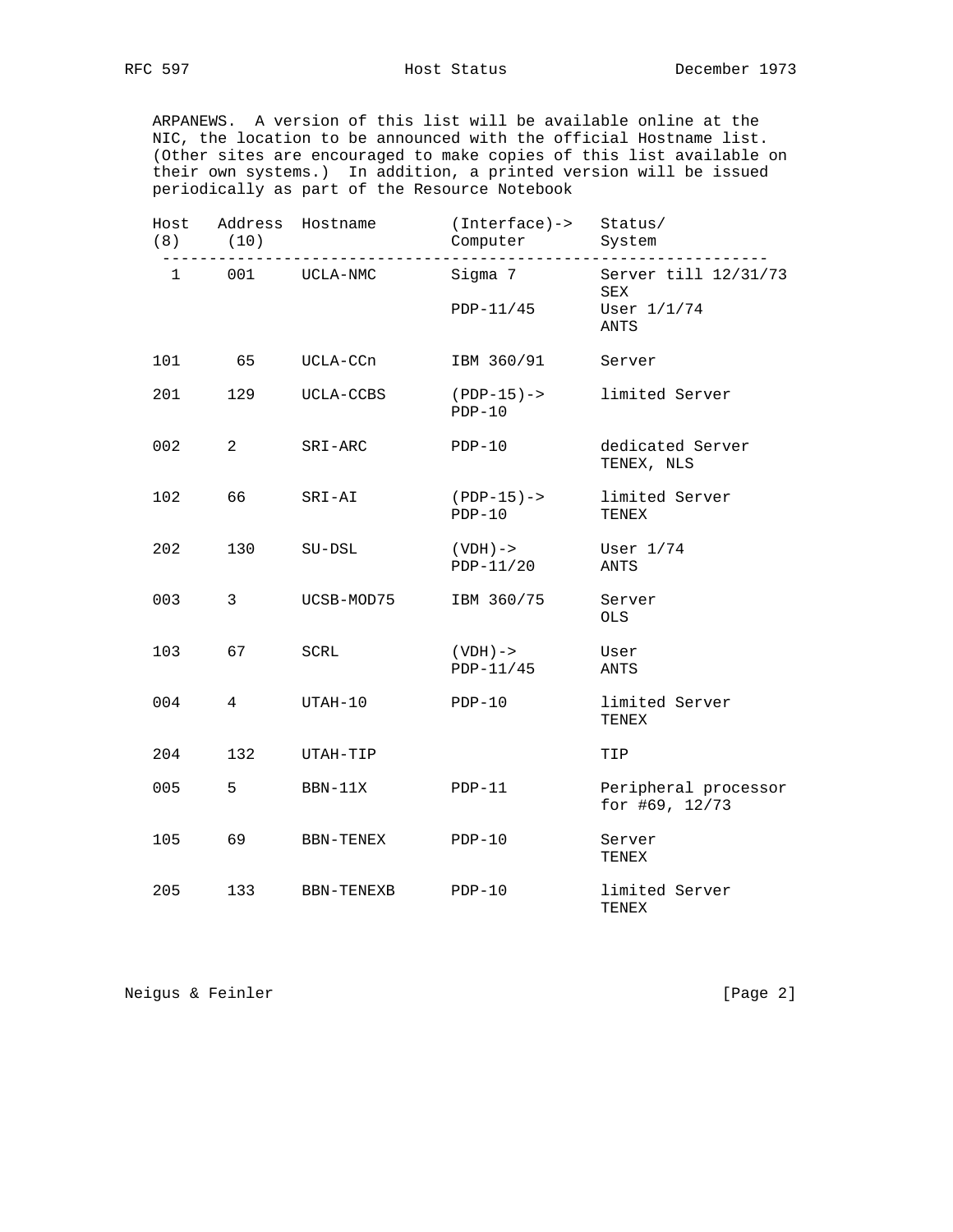ARPANEWS. A version of this list will be available online at the NIC, the location to be announced with the official Hostname list. (Other sites are encouraged to make copies of this list available on their own systems.) In addition, a printed version will be issued periodically as part of the Resource Notebook

| Host (8) | Address (10) | Hostname | (Interface)-> Computer | Status/ System |
|---|---|---|---|---|
| 1 | 001 | UCLA-NMC | Sigma 7 | Server till 12/31/73 SEX |
| | | | PDP-11/45 | User 1/1/74 ANTS |
| 101 | 65 | UCLA-CCn | IBM 360/91 | Server |
| 201 | 129 | UCLA-CCBS | (PDP-15)-> PDP-10 | limited Server |
| 002 | 2 | SRI-ARC | PDP-10 | dedicated Server TENEX, NLS |
| 102 | 66 | SRI-AI | (PDP-15)-> PDP-10 | limited Server TENEX |
| 202 | 130 | SU-DSL | (VDH)-> PDP-11/20 | User 1/74 ANTS |
| 003 | 3 | UCSB-MOD75 | IBM 360/75 | Server OLS |
| 103 | 67 | SCRL | (VDH)-> PDP-11/45 | User ANTS |
| 004 | 4 | UTAH-10 | PDP-10 | limited Server TENEX |
| 204 | 132 | UTAH-TIP | | TIP |
| 005 | 5 | BBN-11X | PDP-11 | Peripheral processor for #69, 12/73 |
| 105 | 69 | BBN-TENEX | PDP-10 | Server TENEX |
| 205 | 133 | BBN-TENEXB | PDP-10 | limited Server TENEX |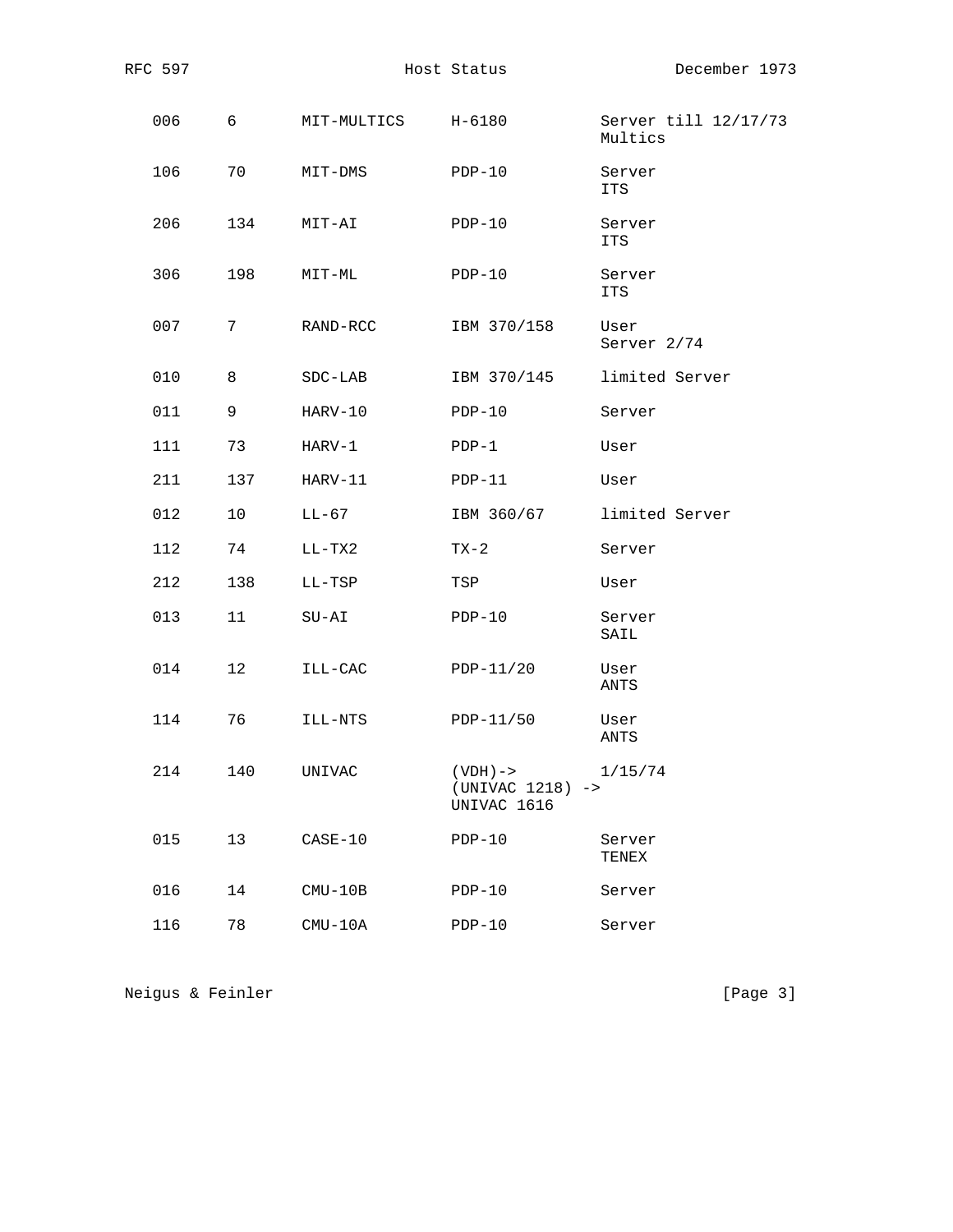| | | | | |
|---|---|---|---|---|
| 006 | 6 | MIT-MULTICS | H-6180 | Server till 12/17/73 Multics |
| 106 | 70 | MIT-DMS | PDP-10 | Server ITS |
| 206 | 134 | MIT-AI | PDP-10 | Server ITS |
| 306 | 198 | MIT-ML | PDP-10 | Server ITS |
| 007 | 7 | RAND-RCC | IBM 370/158 | User Server 2/74 |
| 010 | 8 | SDC-LAB | IBM 370/145 | limited Server |
| 011 | 9 | HARV-10 | PDP-10 | Server |
| 111 | 73 | HARV-1 | PDP-1 | User |
| 211 | 137 | HARV-11 | PDP-11 | User |
| 012 | 10 | LL-67 | IBM 360/67 | limited Server |
| 112 | 74 | LL-TX2 | TX-2 | Server |
| 212 | 138 | LL-TSP | TSP | User |
| 013 | 11 | SU-AI | PDP-10 | Server SAIL |
| 014 | 12 | ILL-CAC | PDP-11/20 | User ANTS |
| 114 | 76 | ILL-NTS | PDP-11/50 | User ANTS |
| 214 | 140 | UNIVAC | (VDH)-> (UNIVAC 1218) -> UNIVAC 1616 | 1/15/74 |
| 015 | 13 | CASE-10 | PDP-10 | Server TENEX |
| 016 | 14 | CMU-10B | PDP-10 | Server |
| 116 | 78 | CMU-10A | PDP-10 | Server |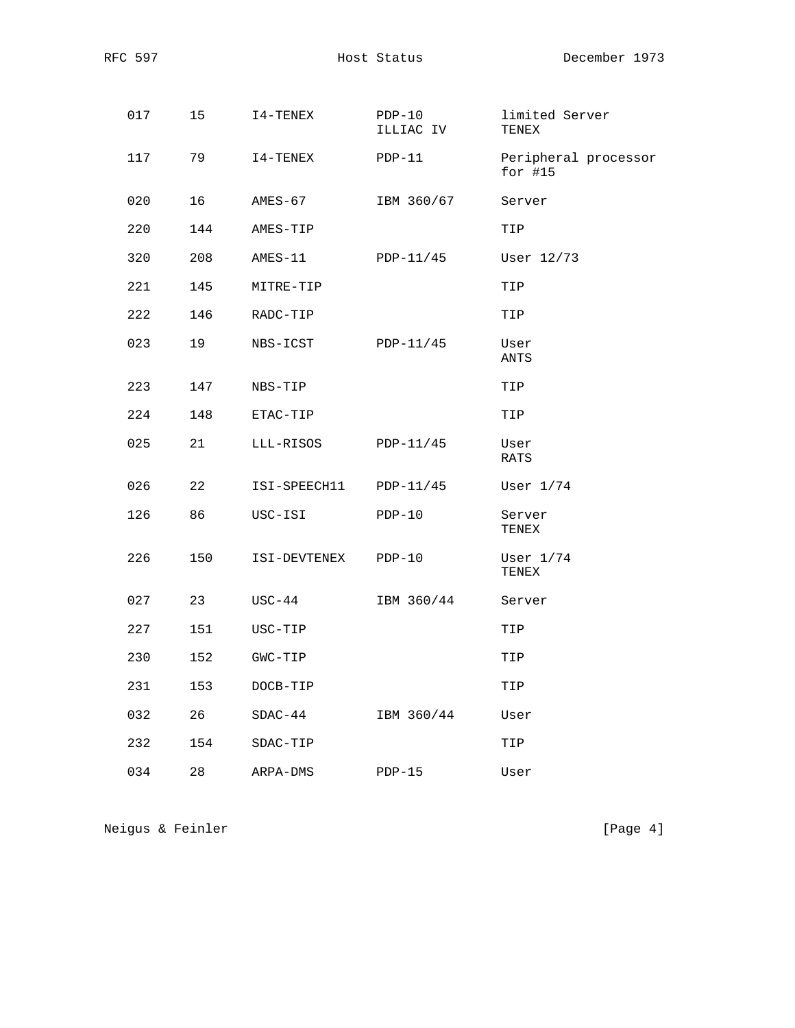| | | | | |
|---|---|---|---|---|
| 017 | 15 | I4-TENEX | PDP-10 ILLIAC IV | limited Server TENEX |
| 117 | 79 | I4-TENEX | PDP-11 | Peripheral processor for #15 |
| 020 | 16 | AMES-67 | IBM 360/67 | Server |
| 220 | 144 | AMES-TIP | | TIP |
| 320 | 208 | AMES-11 | PDP-11/45 | User 12/73 |
| 221 | 145 | MITRE-TIP | | TIP |
| 222 | 146 | RADC-TIP | | TIP |
| 023 | 19 | NBS-ICST | PDP-11/45 | User ANTS |
| 223 | 147 | NBS-TIP | | TIP |
| 224 | 148 | ETAC-TIP | | TIP |
| 025 | 21 | LLL-RISOS | PDP-11/45 | User RATS |
| 026 | 22 | ISI-SPEECH11 | PDP-11/45 | User 1/74 |
| 126 | 86 | USC-ISI | PDP-10 | Server TENEX |
| 226 | 150 | ISI-DEVTENEX | PDP-10 | User 1/74 TENEX |
| 027 | 23 | USC-44 | IBM 360/44 | Server |
| 227 | 151 | USC-TIP | | TIP |
| 230 | 152 | GWC-TIP | | TIP |
| 231 | 153 | DOCB-TIP | | TIP |
| 032 | 26 | SDAC-44 | IBM 360/44 | User |
| 232 | 154 | SDAC-TIP | | TIP |
| 034 | 28 | ARPA-DMS | PDP-15 | User |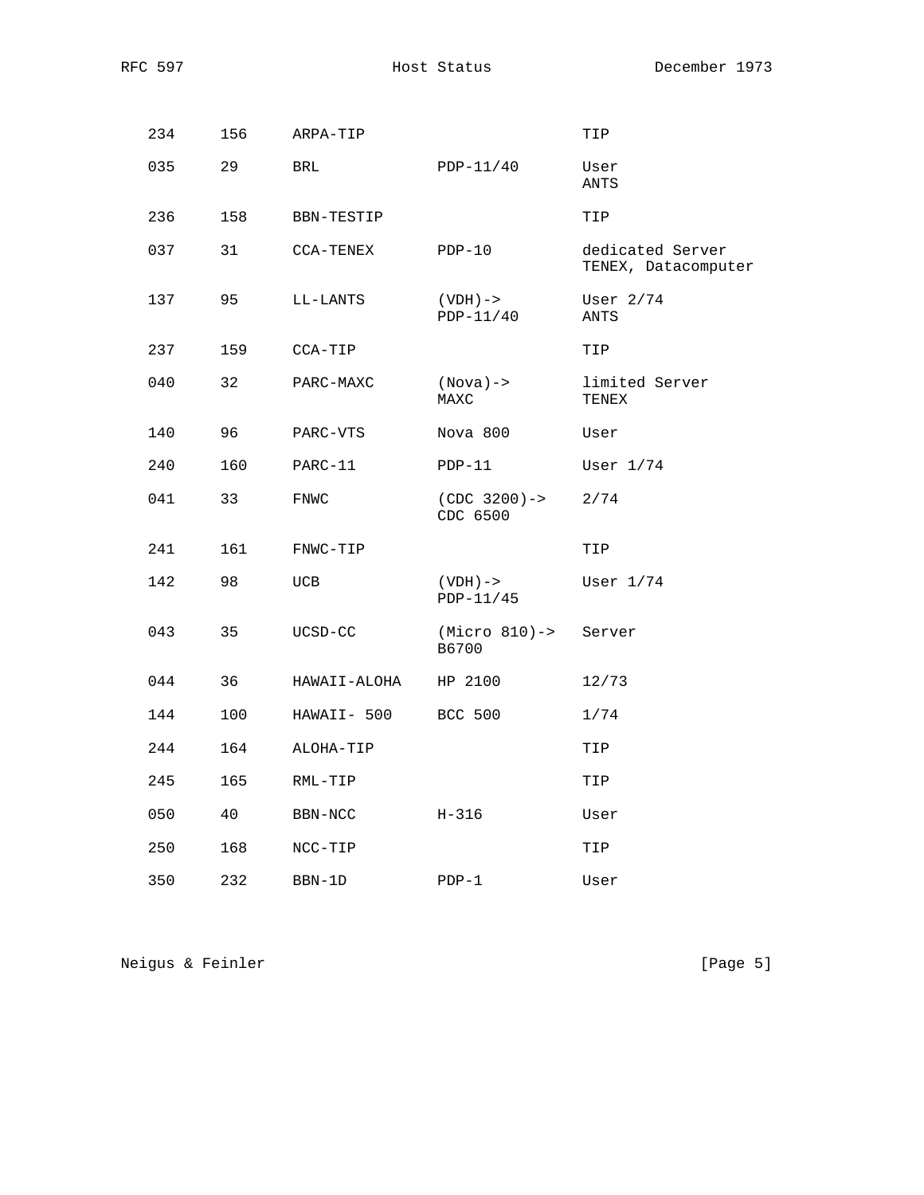| | | | | |
|---|---|---|---|---|
| 234 | 156 | ARPA-TIP | | TIP |
| 035 | 29 | BRL | PDP-11/40 | User ANTS |
| 236 | 158 | BBN-TESTIP | | TIP |
| 037 | 31 | CCA-TENEX | PDP-10 | dedicated Server TENEX, Datacomputer |
| 137 | 95 | LL-LANTS | (VDH)-> PDP-11/40 | User 2/74 ANTS |
| 237 | 159 | CCA-TIP | | TIP |
| 040 | 32 | PARC-MAXC | (Nova)-> MAXC | limited Server TENEX |
| 140 | 96 | PARC-VTS | Nova 800 | User |
| 240 | 160 | PARC-11 | PDP-11 | User 1/74 |
| 041 | 33 | FNWC | (CDC 3200)-> CDC 6500 | 2/74 |
| 241 | 161 | FNWC-TIP | | TIP |
| 142 | 98 | UCB | (VDH)-> PDP-11/45 | User 1/74 |
| 043 | 35 | UCSD-CC | (Micro 810)-> B6700 | Server |
| 044 | 36 | HAWAII-ALOHA | HP 2100 | 12/73 |
| 144 | 100 | HAWAII- 500 | BCC 500 | 1/74 |
| 244 | 164 | ALOHA-TIP | | TIP |
| 245 | 165 | RML-TIP | | TIP |
| 050 | 40 | BBN-NCC | H-316 | User |
| 250 | 168 | NCC-TIP | | TIP |
| 350 | 232 | BBN-1D | PDP-1 | User |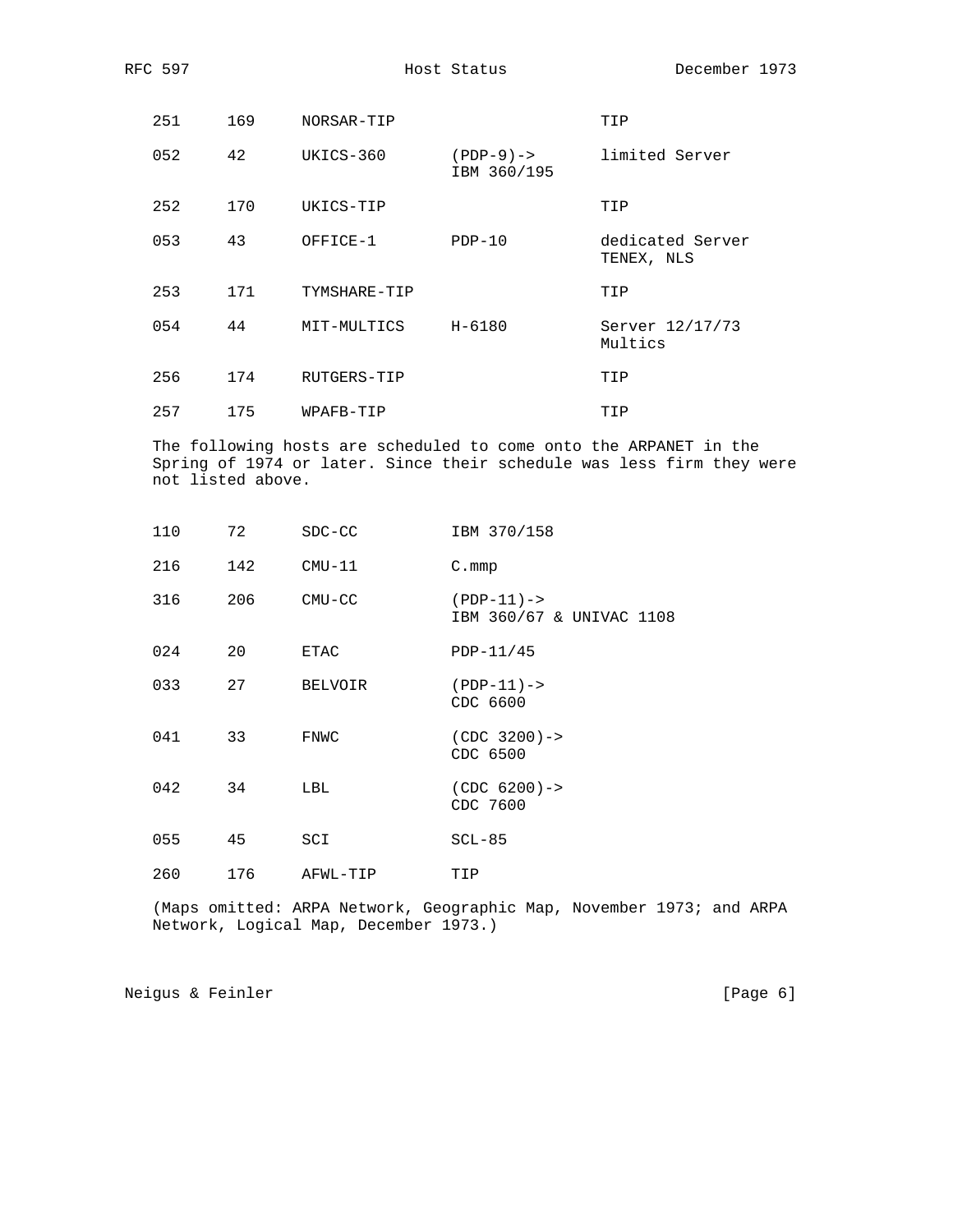| | | | | |
|---|---|---|---|---|
| 251 | 169 | NORSAR-TIP | | TIP |
| 052 | 42 | UKICS-360 | (PDP-9)-> IBM 360/195 | limited Server |
| 252 | 170 | UKICS-TIP | | TIP |
| 053 | 43 | OFFICE-1 | PDP-10 | dedicated Server TENEX, NLS |
| 253 | 171 | TYMSHARE-TIP | | TIP |
| 054 | 44 | MIT-MULTICS | H-6180 | Server 12/17/73 Multics |
| 256 | 174 | RUTGERS-TIP | | TIP |
| 257 | 175 | WPAFB-TIP | | TIP |

The following hosts are scheduled to come onto the ARPANET in the Spring of 1974 or later. Since their schedule was less firm they were not listed above.

| | | | |
|---|---|---|---|
| 110 | 72 | SDC-CC | IBM 370/158 |
| 216 | 142 | CMU-11 | C.mmp |
| 316 | 206 | CMU-CC | (PDP-11)-> IBM 360/67 & UNIVAC 1108 |
| 024 | 20 | ETAC | PDP-11/45 |
| 033 | 27 | BELVOIR | (PDP-11)-> CDC 6600 |
| 041 | 33 | FNWC | (CDC 3200)-> CDC 6500 |
| 042 | 34 | LBL | (CDC 6200)-> CDC 7600 |
| 055 | 45 | SCI | SCL-85 |
| 260 | 176 | AFWL-TIP | TIP |

(Maps omitted: ARPA Network, Geographic Map, November 1973; and ARPA Network, Logical Map, December 1973.)